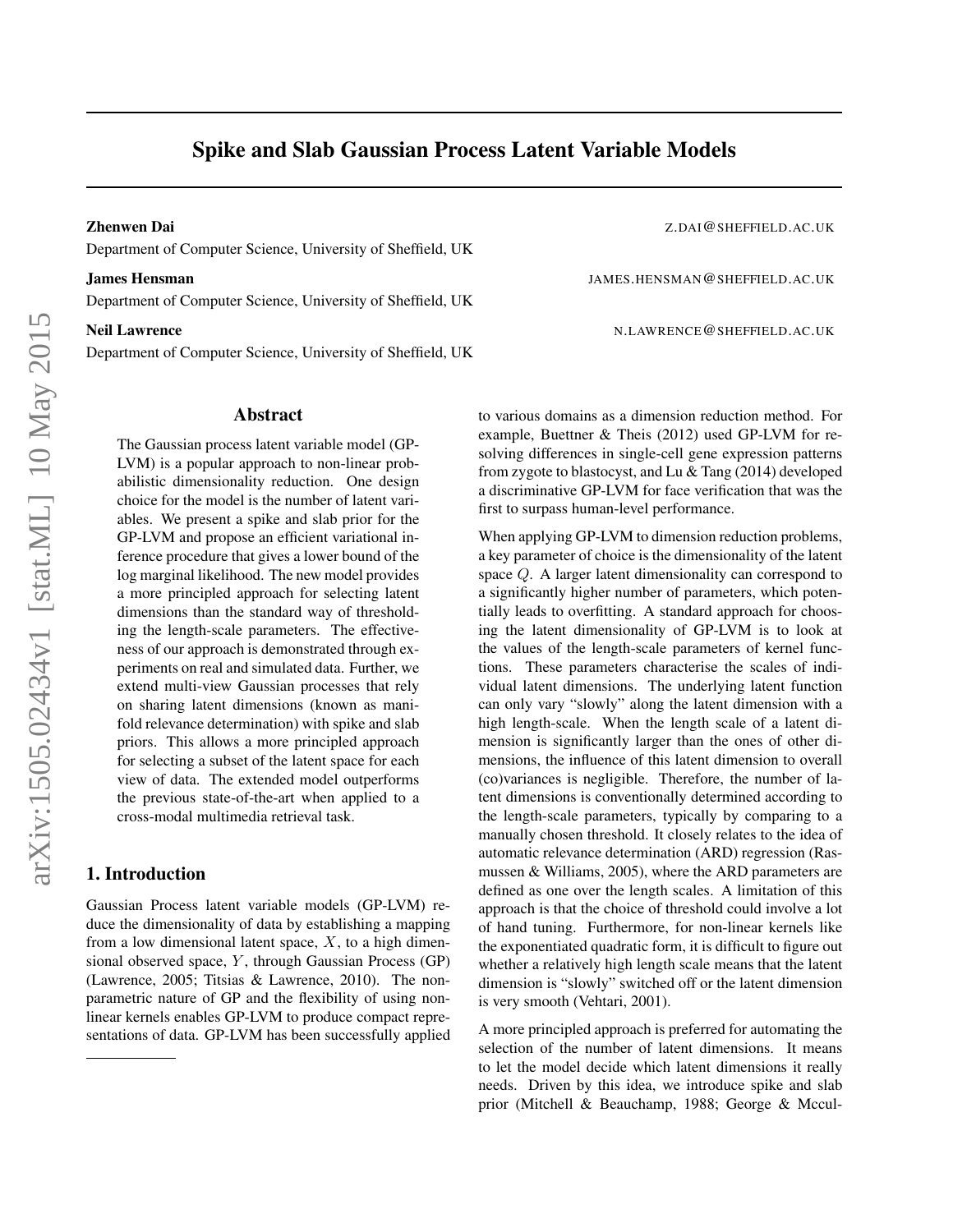# Spike and Slab Gaussian Process Latent Variable Models

**Zhenwen Dai** Z.DAI@SHEFFIELD.AC.UK

Department of Computer Science, University of Sheffield, UK

**James Hensman** JAMES.HENSMAN@SHEFFIELD.AC.UK

Department of Computer Science, University of Sheffield, UK

**Neil Lawrence** N.LAWRENCE@SHEFFIELD.AC.UK

Department of Computer Science, University of Sheffield, UK

## Abstract

The Gaussian process latent variable model (GP-LVM) is a popular approach to non-linear probabilistic dimensionality reduction. One design choice for the model is the number of latent variables. We present a spike and slab prior for the GP-LVM and propose an efficient variational inference procedure that gives a lower bound of the log marginal likelihood. The new model provides a more principled approach for selecting latent dimensions than the standard way of thresholding the length-scale parameters. The effectiveness of our approach is demonstrated through experiments on real and simulated data. Further, we extend multi-view Gaussian processes that rely on sharing latent dimensions (known as manifold relevance determination) with spike and slab priors. This allows a more principled approach for selecting a subset of the latent space for each view of data. The extended model outperforms the previous state-of-the-art when applied to a cross-modal multimedia retrieval task.

## 1. Introduction

Gaussian Process latent variable models (GP-LVM) reduce the dimensionality of data by establishing a mapping from a low dimensional latent space, $X$, to a high dimensional observed space, $Y$, through Gaussian Process (GP) (Lawrence, 2005; Titsias & Lawrence, 2010). The non-parametric nature of GP and the flexibility of using non-linear kernels enables GP-LVM to produce compact representations of data. GP-LVM has been successfully applied to various domains as a dimension reduction method. For example, Buettner & Theis (2012) used GP-LVM for resolving differences in single-cell gene expression patterns from zygote to blastocyst, and Lu & Tang (2014) developed a discriminative GP-LVM for face verification that was the first to surpass human-level performance.

When applying GP-LVM to dimension reduction problems, a key parameter of choice is the dimensionality of the latent space $Q$. A larger latent dimensionality can correspond to a significantly higher number of parameters, which potentially leads to overfitting. A standard approach for choosing the latent dimensionality of GP-LVM is to look at the values of the length-scale parameters of kernel functions. These parameters characterise the scales of individual latent dimensions. The underlying latent function can only vary "slowly" along the latent dimension with a high length-scale. When the length scale of a latent dimension is significantly larger than the ones of other dimensions, the influence of this latent dimension to overall (co)variances is negligible. Therefore, the number of latent dimensions is conventionally determined according to the length-scale parameters, typically by comparing to a manually chosen threshold. It closely relates to the idea of automatic relevance determination (ARD) regression (Rasmussen & Williams, 2005), where the ARD parameters are defined as one over the length scales. A limitation of this approach is that the choice of threshold could involve a lot of hand tuning. Furthermore, for non-linear kernels like the exponentiated quadratic form, it is difficult to figure out whether a relatively high length scale means that the latent dimension is "slowly" switched off or the latent dimension is very smooth (Vehtari, 2001).

A more principled approach is preferred for automating the selection of the number of latent dimensions. It means to let the model decide which latent dimensions it really needs. Driven by this idea, we introduce spike and slab prior (Mitchell & Beauchamp, 1988; George & Mccul-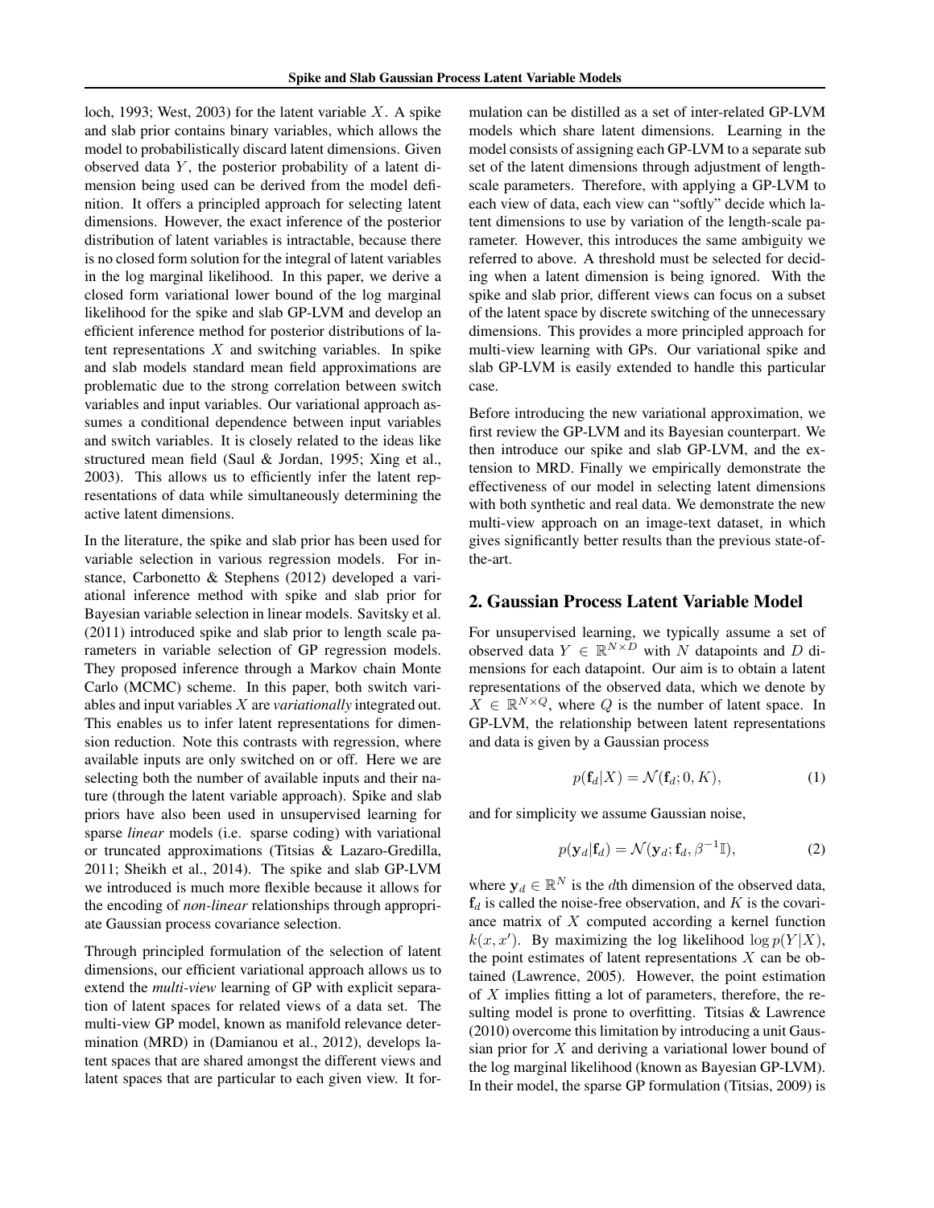loch, 1993; West, 2003) for the latent variable $X$. A spike and slab prior contains binary variables, which allows the model to probabilistically discard latent dimensions. Given observed data $Y$, the posterior probability of a latent dimension being used can be derived from the model definition. It offers a principled approach for selecting latent dimensions. However, the exact inference of the posterior distribution of latent variables is intractable, because there is no closed form solution for the integral of latent variables in the log marginal likelihood. In this paper, we derive a closed form variational lower bound of the log marginal likelihood for the spike and slab GP-LVM and develop an efficient inference method for posterior distributions of latent representations $X$ and switching variables. In spike and slab models standard mean field approximations are problematic due to the strong correlation between switch variables and input variables. Our variational approach assumes a conditional dependence between input variables and switch variables. It is closely related to the ideas like structured mean field (Saul & Jordan, 1995; Xing et al., 2003). This allows us to efficiently infer the latent representations of data while simultaneously determining the active latent dimensions.

In the literature, the spike and slab prior has been used for variable selection in various regression models. For instance, Carbonetto & Stephens (2012) developed a variational inference method with spike and slab prior for Bayesian variable selection in linear models. Savitsky et al. (2011) introduced spike and slab prior to length scale parameters in variable selection of GP regression models. They proposed inference through a Markov chain Monte Carlo (MCMC) scheme. In this paper, both switch variables and input variables $X$ are *variationally* integrated out. This enables us to infer latent representations for dimension reduction. Note this contrasts with regression, where available inputs are only switched on or off. Here we are selecting both the number of available inputs and their nature (through the latent variable approach). Spike and slab priors have also been used in unsupervised learning for sparse *linear* models (i.e. sparse coding) with variational or truncated approximations (Titsias & Lazaro-Gredilla, 2011; Sheikh et al., 2014). The spike and slab GP-LVM we introduced is much more flexible because it allows for the encoding of *non-linear* relationships through appropriate Gaussian process covariance selection.

Through principled formulation of the selection of latent dimensions, our efficient variational approach allows us to extend the *multi-view* learning of GP with explicit separation of latent spaces for related views of a data set. The multi-view GP model, known as manifold relevance determination (MRD) in (Damianou et al., 2012), develops latent spaces that are shared amongst the different views and latent spaces that are particular to each given view. It formulation can be distilled as a set of inter-related GP-LVM models which share latent dimensions. Learning in the model consists of assigning each GP-LVM to a separate sub set of the latent dimensions through adjustment of length-scale parameters. Therefore, with applying a GP-LVM to each view of data, each view can "softly" decide which latent dimensions to use by variation of the length-scale parameter. However, this introduces the same ambiguity we referred to above. A threshold must be selected for deciding when a latent dimension is being ignored. With the spike and slab prior, different views can focus on a subset of the latent space by discrete switching of the unnecessary dimensions. This provides a more principled approach for multi-view learning with GPs. Our variational spike and slab GP-LVM is easily extended to handle this particular case.

Before introducing the new variational approximation, we first review the GP-LVM and its Bayesian counterpart. We then introduce our spike and slab GP-LVM, and the extension to MRD. Finally we empirically demonstrate the effectiveness of our model in selecting latent dimensions with both synthetic and real data. We demonstrate the new multi-view approach on an image-text dataset, in which gives significantly better results than the previous state-of-the-art.

## 2. Gaussian Process Latent Variable Model

For unsupervised learning, we typically assume a set of observed data $Y \in \mathbb{R}^{N \times D}$ with $N$ datapoints and $D$ dimensions for each datapoint. Our aim is to obtain a latent representations of the observed data, which we denote by $X \in \mathbb{R}^{N \times Q}$, where $Q$ is the number of latent space. In GP-LVM, the relationship between latent representations and data is given by a Gaussian process

$$p(\mathbf{f}_d|X) = \mathcal{N}(\mathbf{f}_d; 0, K), \tag{1}$$

and for simplicity we assume Gaussian noise,

$$p(\mathbf{y}_d|\mathbf{f}_d) = \mathcal{N}(\mathbf{y}_d; \mathbf{f}_d, \beta^{-1}\mathbb{I}), \tag{2}$$

where $\mathbf{y}_d \in \mathbb{R}^N$ is the $d$th dimension of the observed data, $\mathbf{f}_d$ is called the noise-free observation, and $K$ is the covariance matrix of $X$ computed according a kernel function $k(x, x')$. By maximizing the log likelihood $\log p(Y|X)$, the point estimates of latent representations $X$ can be obtained (Lawrence, 2005). However, the point estimation of $X$ implies fitting a lot of parameters, therefore, the resulting model is prone to overfitting. Titsias & Lawrence (2010) overcome this limitation by introducing a unit Gaussian prior for $X$ and deriving a variational lower bound of the log marginal likelihood (known as Bayesian GP-LVM). In their model, the sparse GP formulation (Titsias, 2009) is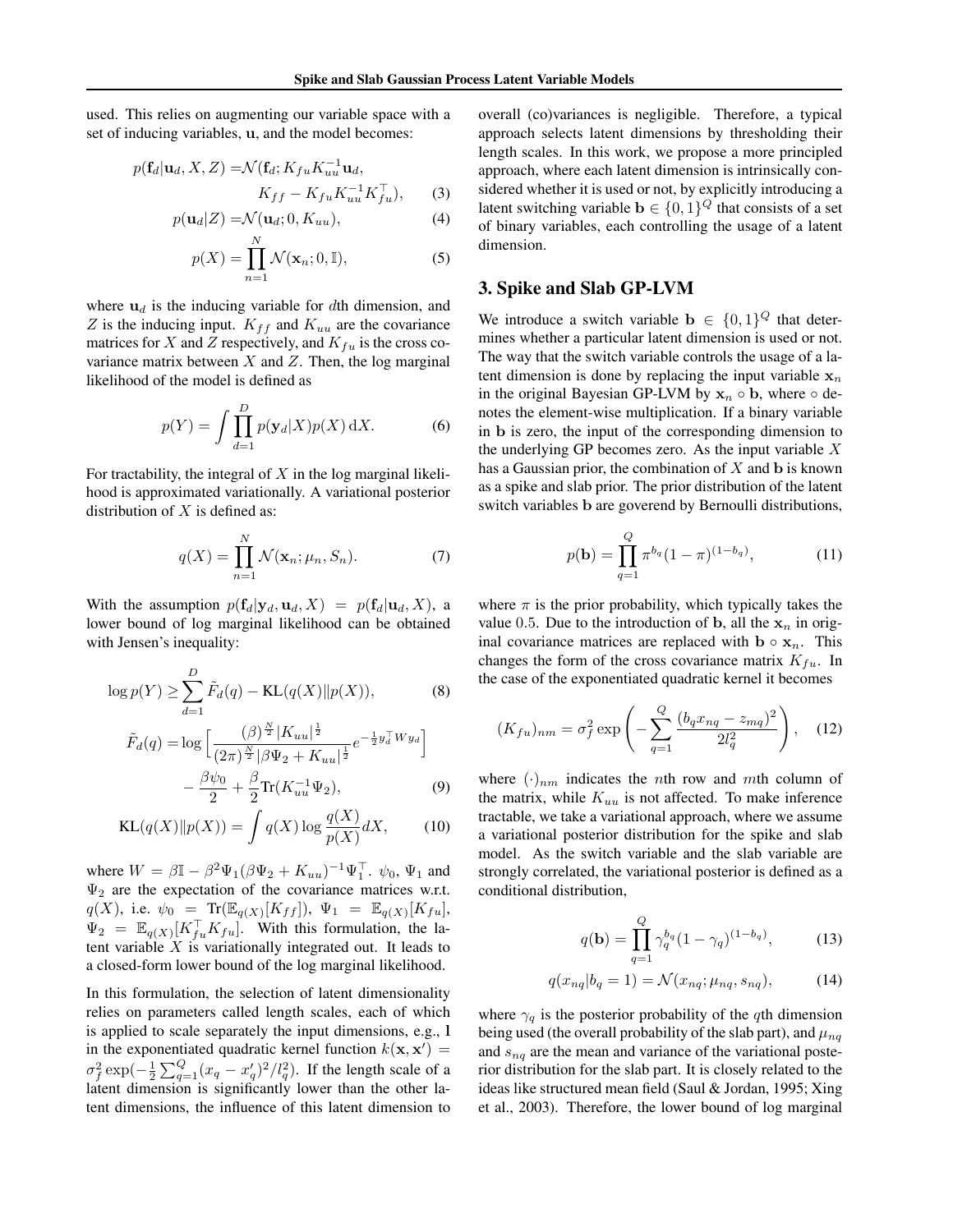used. This relies on augmenting our variable space with a set of inducing variables, $\mathbf{u}$, and the model becomes:

$$p(\mathbf{f}_d|\mathbf{u}_d, X, Z) = \mathcal{N}(\mathbf{f}_d; K_{fu}K_{uu}^{-1}\mathbf{u}_d, K_{ff} - K_{fu}K_{uu}^{-1}K_{fu}^{\top}), \quad (3)$$

$$p(\mathbf{u}_d|Z) = \mathcal{N}(\mathbf{u}_d; 0, K_{uu}), \quad (4)$$

$$p(X) = \prod_{n=1}^{N} \mathcal{N}(\mathbf{x}_n; 0, \mathbb{I}), \quad (5)$$

where $\mathbf{u}_d$ is the inducing variable for $d$th dimension, and $Z$ is the inducing input. $K_{ff}$ and $K_{uu}$ are the covariance matrices for $X$ and $Z$ respectively, and $K_{fu}$ is the cross covariance matrix between $X$ and $Z$. Then, the log marginal likelihood of the model is defined as

$$p(Y) = \int \prod_{d=1}^{D} p(\mathbf{y}_d|X)p(X)\,\mathrm{d}X. \quad (6)$$

For tractability, the integral of $X$ in the log marginal likelihood is approximated variationally. A variational posterior distribution of $X$ is defined as:

$$q(X) = \prod_{n=1}^{N} \mathcal{N}(\mathbf{x}_n; \mu_n, S_n). \quad (7)$$

With the assumption $p(\mathbf{f}_d|\mathbf{y}_d, \mathbf{u}_d, X) = p(\mathbf{f}_d|\mathbf{u}_d, X)$, a lower bound of log marginal likelihood can be obtained with Jensen's inequality:

$$\log p(Y) \geq \sum_{d=1}^{D} \tilde{F}_d(q) - \mathrm{KL}(q(X)\|p(X)), \quad (8)$$

$$\tilde{F}_d(q) = \log\Big[\frac{(\beta)^{\frac{N}{2}}|K_{uu}|^{\frac{1}{2}}}{(2\pi)^{\frac{N}{2}}|\beta\Psi_2 + K_{uu}|^{\frac{1}{2}}}e^{-\frac{1}{2}y_d^{\top}Wy_d}\Big] - \frac{\beta\psi_0}{2} + \frac{\beta}{2}\mathrm{Tr}(K_{uu}^{-1}\Psi_2), \quad (9)$$

$$\mathrm{KL}(q(X)\|p(X)) = \int q(X)\log\frac{q(X)}{p(X)}dX, \quad (10)$$

where $W = \beta\mathbb{I} - \beta^2\Psi_1(\beta\Psi_2 + K_{uu})^{-1}\Psi_1^{\top}$. $\psi_0$, $\Psi_1$ and $\Psi_2$ are the expectation of the covariance matrices w.r.t. $q(X)$, i.e. $\psi_0 = \mathrm{Tr}(\mathbb{E}_{q(X)}[K_{ff}])$, $\Psi_1 = \mathbb{E}_{q(X)}[K_{fu}]$, $\Psi_2 = \mathbb{E}_{q(X)}[K_{fu}^{\top}K_{fu}]$. With this formulation, the latent variable $X$ is variationally integrated out. It leads to a closed-form lower bound of the log marginal likelihood.

In this formulation, the selection of latent dimensionality relies on parameters called length scales, each of which is applied to scale separately the input dimensions, e.g., $\mathbf{l}$ in the exponentiated quadratic kernel function $k(\mathbf{x}, \mathbf{x}') = \sigma_f^2\exp(-\frac{1}{2}\sum_{q=1}^{Q}(x_q - x_q')^2/l_q^2)$. If the length scale of a latent dimension is significantly lower than the other latent dimensions, the influence of this latent dimension to overall (co)variances is negligible. Therefore, a typical approach selects latent dimensions by thresholding their length scales. In this work, we propose a more principled approach, where each latent dimension is intrinsically considered whether it is used or not, by explicitly introducing a latent switching variable $\mathbf{b} \in \{0, 1\}^Q$ that consists of a set of binary variables, each controlling the usage of a latent dimension.

## 3. Spike and Slab GP-LVM

We introduce a switch variable $\mathbf{b} \in \{0, 1\}^Q$ that determines whether a particular latent dimension is used or not. The way that the switch variable controls the usage of a latent dimension is done by replacing the input variable $\mathbf{x}_n$ in the original Bayesian GP-LVM by $\mathbf{x}_n \circ \mathbf{b}$, where $\circ$ denotes the element-wise multiplication. If a binary variable in $\mathbf{b}$ is zero, the input of the corresponding dimension to the underlying GP becomes zero. As the input variable $X$ has a Gaussian prior, the combination of $X$ and $\mathbf{b}$ is known as a spike and slab prior. The prior distribution of the latent switch variables $\mathbf{b}$ are goverend by Bernoulli distributions,

$$p(\mathbf{b}) = \prod_{q=1}^{Q} \pi^{b_q}(1-\pi)^{(1-b_q)}, \quad (11)$$

where $\pi$ is the prior probability, which typically takes the value $0.5$. Due to the introduction of $\mathbf{b}$, all the $\mathbf{x}_n$ in original covariance matrices are replaced with $\mathbf{b} \circ \mathbf{x}_n$. This changes the form of the cross covariance matrix $K_{fu}$. In the case of the exponentiated quadratic kernel it becomes

$$(K_{fu})_{nm} = \sigma_f^2\exp\left(-\sum_{q=1}^{Q}\frac{(b_qx_{nq} - z_{mq})^2}{2l_q^2}\right), \quad (12)$$

where $(\cdot)_{nm}$ indicates the $n$th row and $m$th column of the matrix, while $K_{uu}$ is not affected. To make inference tractable, we take a variational approach, where we assume a variational posterior distribution for the spike and slab model. As the switch variable and the slab variable are strongly correlated, the variational posterior is defined as a conditional distribution,

$$q(\mathbf{b}) = \prod_{q=1}^{Q} \gamma_q^{b_q}(1-\gamma_q)^{(1-b_q)}, \quad (13)$$

$$q(x_{nq}|b_q = 1) = \mathcal{N}(x_{nq}; \mu_{nq}, s_{nq}), \quad (14)$$

where $\gamma_q$ is the posterior probability of the $q$th dimension being used (the overall probability of the slab part), and $\mu_{nq}$ and $s_{nq}$ are the mean and variance of the variational posterior distribution for the slab part. It is closely related to the ideas like structured mean field (Saul & Jordan, 1995; Xing et al., 2003). Therefore, the lower bound of log marginal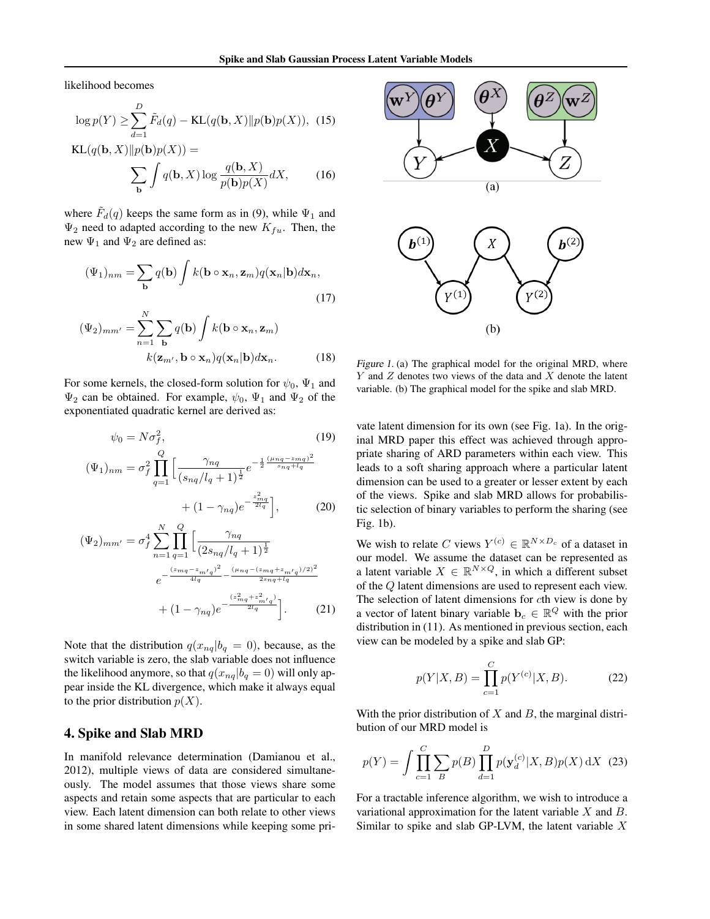likelihood becomes

$$\log p(Y) \geq \sum_{d=1}^{D} \tilde{F}_d(q) - \mathrm{KL}(q(\mathbf{b}, X) \| p(\mathbf{b}) p(X)), \quad (15)$$

$$\mathrm{KL}(q(\mathbf{b}, X) \| p(\mathbf{b}) p(X)) = \sum_{\mathbf{b}} \int q(\mathbf{b}, X) \log \frac{q(\mathbf{b}, X)}{p(\mathbf{b}) p(X)} dX, \quad (16)$$

where $\tilde{F}_d(q)$ keeps the same form as in (9), while $\Psi_1$ and $\Psi_2$ need to adapted according to the new $K_{fu}$. Then, the new $\Psi_1$ and $\Psi_2$ are defined as:

$$(\Psi_1)_{nm} = \sum_{\mathbf{b}} q(\mathbf{b}) \int k(\mathbf{b} \circ \mathbf{x}_n, \mathbf{z}_m) q(\mathbf{x}_n | \mathbf{b}) d\mathbf{x}_n, \quad (17)$$

$$(\Psi_2)_{mm'} = \sum_{n=1}^{N} \sum_{\mathbf{b}} q(\mathbf{b}) \int k(\mathbf{b} \circ \mathbf{x}_n, \mathbf{z}_m) k(\mathbf{z}_{m'}, \mathbf{b} \circ \mathbf{x}_n) q(\mathbf{x}_n | \mathbf{b}) d\mathbf{x}_n. \quad (18)$$

For some kernels, the closed-form solution for $\psi_0$, $\Psi_1$ and $\Psi_2$ can be obtained. For example, $\psi_0$, $\Psi_1$ and $\Psi_2$ of the exponentiated quadratic kernel are derived as:

$$\psi_0 = N\sigma_f^2, \quad (19)$$

$$(\Psi_1)_{nm} = \sigma_f^2 \prod_{q=1}^{Q} \Big[ \frac{\gamma_{nq}}{(s_{nq}/l_q + 1)^{\frac{1}{2}}} e^{-\frac{1}{2} \frac{(\mu_{nq} - z_{mq})^2}{s_{nq} + l_q}} + (1 - \gamma_{nq}) e^{-\frac{z_{mq}^2}{2l_q}} \Big], \quad (20)$$

$$(\Psi_2)_{mm'} = \sigma_f^4 \sum_{n=1}^{N} \prod_{q=1}^{Q} \Big[ \frac{\gamma_{nq}}{(2s_{nq}/l_q + 1)^{\frac{1}{2}}} e^{-\frac{(z_{mq} - z_{m'q})^2}{4l_q} - \frac{(\mu_{nq} - (z_{mq} + z_{m'q})/2)^2}{2s_{nq} + l_q}} + (1 - \gamma_{nq}) e^{-\frac{(z_{mq}^2 + z_{m'q}^2)}{2l_q}} \Big]. \quad (21)$$

Note that the distribution $q(x_{nq} | b_q = 0)$, because, as the switch variable is zero, the slab variable does not influence the likelihood anymore, so that $q(x_{nq} | b_q = 0)$ will only appear inside the KL divergence, which make it always equal to the prior distribution $p(X)$.

## 4. Spike and Slab MRD

In manifold relevance determination (Damianou et al., 2012), multiple views of data are considered simultaneously. The model assumes that those views share some aspects and retain some aspects that are particular to each view. Each latent dimension can both relate to other views in some shared latent dimensions while keeping some private latent dimension for its own (see Fig. 1a). In the original MRD paper this effect was achieved through appropriate sharing of ARD parameters within each view. This leads to a soft sharing approach where a particular latent dimension can be used to a greater or lesser extent by each of the views. Spike and slab MRD allows for probabilistic selection of binary variables to perform the sharing (see Fig. 1b).

Figure 1. (a) The graphical model for the original MRD, where $Y$ and $Z$ denotes two views of the data and $X$ denote the latent variable. (b) The graphical model for the spike and slab MRD.

We wish to relate $C$ views $Y^{(c)} \in \mathbb{R}^{N \times D_c}$ of a dataset in our model. We assume the dataset can be represented as a latent variable $X \in \mathbb{R}^{N \times Q}$, in which a different subset of the $Q$ latent dimensions are used to represent each view. The selection of latent dimensions for $c$th view is done by a vector of latent binary variable $\mathbf{b}_c \in \mathbb{R}^{Q}$ with the prior distribution in (11). As mentioned in previous section, each view can be modeled by a spike and slab GP:

$$p(Y | X, B) = \prod_{c=1}^{C} p(Y^{(c)} | X, B). \quad (22)$$

With the prior distribution of $X$ and $B$, the marginal distribution of our MRD model is

$$p(Y) = \int \prod_{c=1}^{C} \sum_{B} p(B) \prod_{d=1}^{D} p(\mathbf{y}_d^{(c)} | X, B) p(X) \, \mathrm{d}X \quad (23)$$

For a tractable inference algorithm, we wish to introduce a variational approximation for the latent variable $X$ and $B$. Similar to spike and slab GP-LVM, the latent variable $X$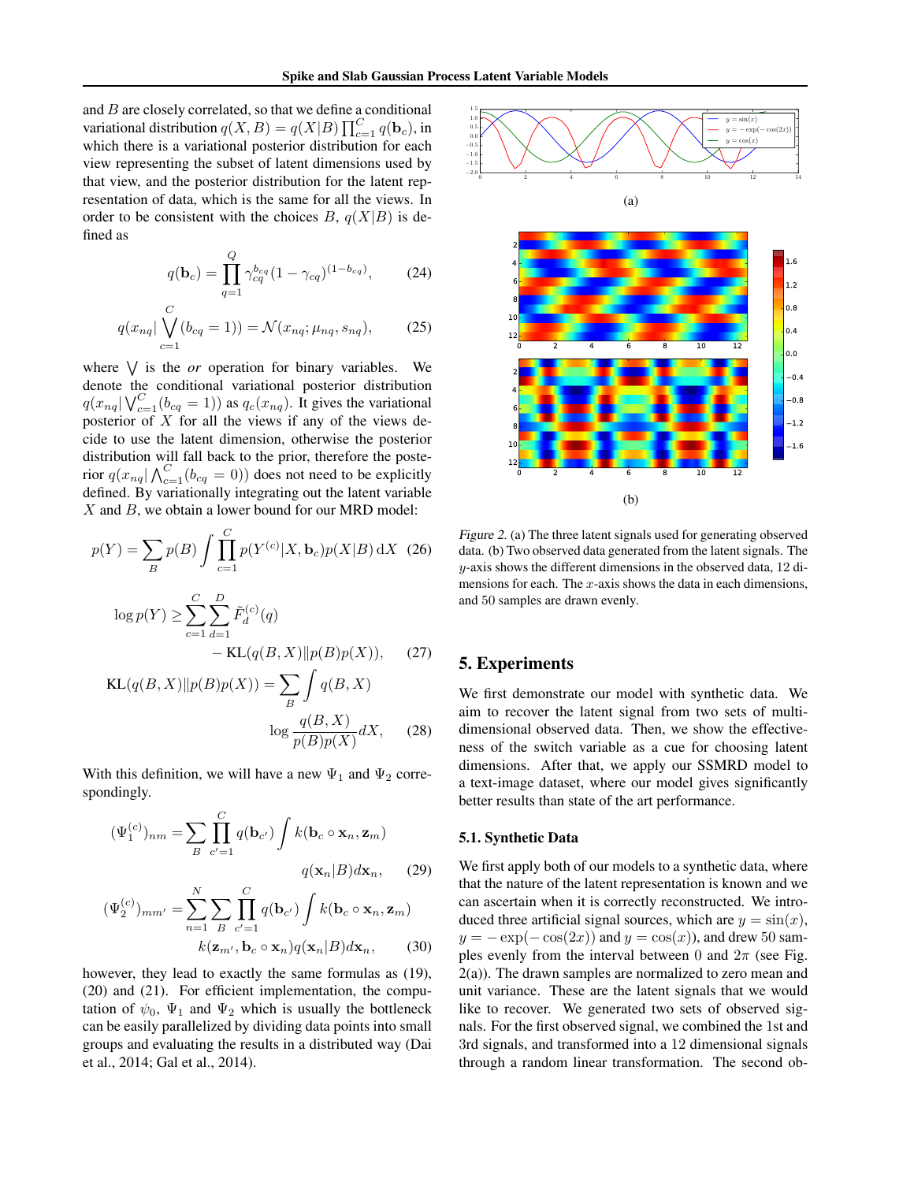and $B$ are closely correlated, so that we define a conditional variational distribution $q(X, B) = q(X|B)\prod_{c=1}^{C} q(\mathbf{b}_c)$, in which there is a variational posterior distribution for each view representing the subset of latent dimensions used by that view, and the posterior distribution for the latent representation of data, which is the same for all the views. In order to be consistent with the choices $B$, $q(X|B)$ is defined as

$$q(\mathbf{b}_c) = \prod_{q=1}^{Q} \gamma_{cq}^{b_{cq}} (1-\gamma_{cq})^{(1-b_{cq})}, \qquad (24)$$

$$q(x_{nq}|\bigvee_{c=1}^{C}(b_{cq}=1)) = \mathcal{N}(x_{nq}; \mu_{nq}, s_{nq}), \qquad (25)$$

where $\bigvee$ is the *or* operation for binary variables. We denote the conditional variational posterior distribution $q(x_{nq}|\bigvee_{c=1}^{C}(b_{cq}=1))$ as $q_c(x_{nq})$. It gives the variational posterior of $X$ for all the views if any of the views decide to use the latent dimension, otherwise the posterior distribution will fall back to the prior, therefore the posterior $q(x_{nq}|\bigwedge_{c=1}^{C}(b_{cq}=0))$ does not need to be explicitly defined. By variationally integrating out the latent variable $X$ and $B$, we obtain a lower bound for our MRD model:

$$p(Y) = \sum_{B} p(B) \int \prod_{c=1}^{C} p(Y^{(c)}|X, \mathbf{b}_c) p(X|B) \,\mathrm{d}X \quad (26)$$

$$\log p(Y) \geq \sum_{c=1}^{C}\sum_{d=1}^{D} \tilde{F}_d^{(c)}(q) - \mathrm{KL}(q(B,X)\|p(B)p(X)), \qquad (27)$$

$$\mathrm{KL}(q(B,X)\|p(B)p(X)) = \sum_{B}\int q(B,X) \log\frac{q(B,X)}{p(B)p(X)} dX, \qquad (28)$$

With this definition, we will have a new $\Psi_1$ and $\Psi_2$ correspondingly.

$$(\Psi_1^{(c)})_{nm} = \sum_{B}\prod_{c'=1}^{C} q(\mathbf{b}_{c'}) \int k(\mathbf{b}_c \circ \mathbf{x}_n, \mathbf{z}_m) q(\mathbf{x}_n|B) d\mathbf{x}_n, \qquad (29)$$

$$(\Psi_2^{(c)})_{mm'} = \sum_{n=1}^{N}\sum_{B}\prod_{c'=1}^{C} q(\mathbf{b}_{c'}) \int k(\mathbf{b}_c \circ \mathbf{x}_n, \mathbf{z}_m) k(\mathbf{z}_{m'}, \mathbf{b}_c \circ \mathbf{x}_n) q(\mathbf{x}_n|B) d\mathbf{x}_n, \qquad (30)$$

however, they lead to exactly the same formulas as (19), (20) and (21). For efficient implementation, the computation of $\psi_0$, $\Psi_1$ and $\Psi_2$ which is usually the bottleneck can be easily parallelized by dividing data points into small groups and evaluating the results in a distributed way (Dai et al., 2014; Gal et al., 2014).

Figure 2. (a) The three latent signals used for generating observed data. (b) Two observed data generated from the latent signals. The $y$-axis shows the different dimensions in the observed data, 12 dimensions for each. The $x$-axis shows the data in each dimensions, and 50 samples are drawn evenly.

## 5. Experiments

We first demonstrate our model with synthetic data. We aim to recover the latent signal from two sets of multi-dimensional observed data. Then, we show the effectiveness of the switch variable as a cue for choosing latent dimensions. After that, we apply our SSMRD model to a text-image dataset, where our model gives significantly better results than state of the art performance.

### 5.1. Synthetic Data

We first apply both of our models to a synthetic data, where that the nature of the latent representation is known and we can ascertain when it is correctly reconstructed. We introduced three artificial signal sources, which are $y = \sin(x)$, $y = -\exp(-\cos(2x))$ and $y = \cos(x)$, and drew 50 samples evenly from the interval between 0 and $2\pi$ (see Fig. 2(a)). The drawn samples are normalized to zero mean and unit variance. These are the latent signals that we would like to recover. We generated two sets of observed signals. For the first observed signal, we combined the 1st and 3rd signals, and transformed into a 12 dimensional signals through a random linear transformation. The second ob-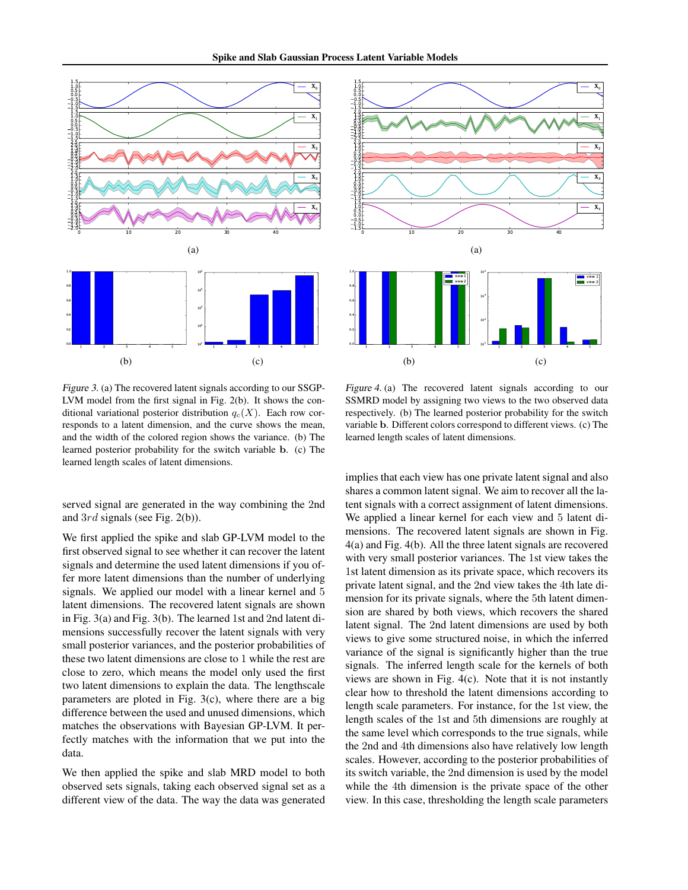*Figure 3.* (a) The recovered latent signals according to our SSGP-LVM model from the first signal in Fig. 2(b). It shows the conditional variational posterior distribution $q_c(X)$. Each row corresponds to a latent dimension, and the curve shows the mean, and the width of the colored region shows the variance. (b) The learned posterior probability for the switch variable $\mathbf{b}$. (c) The learned length scales of latent dimensions.

*Figure 4.* (a) The recovered latent signals according to our SSMRD model by assigning two views to the two observed data respectively. (b) The learned posterior probability for the switch variable $\mathbf{b}$. Different colors correspond to different views. (c) The learned length scales of latent dimensions.

served signal are generated in the way combining the 2nd and $3rd$ signals (see Fig. 2(b)).

We first applied the spike and slab GP-LVM model to the first observed signal to see whether it can recover the latent signals and determine the used latent dimensions if you offer more latent dimensions than the number of underlying signals. We applied our model with a linear kernel and 5 latent dimensions. The recovered latent signals are shown in Fig. 3(a) and Fig. 3(b). The learned 1st and 2nd latent dimensions successfully recover the latent signals with very small posterior variances, and the posterior probabilities of these two latent dimensions are close to 1 while the rest are close to zero, which means the model only used the first two latent dimensions to explain the data. The lengthscale parameters are ploted in Fig. 3(c), where there are a big difference between the used and unused dimensions, which matches the observations with Bayesian GP-LVM. It perfectly matches with the information that we put into the data.

We then applied the spike and slab MRD model to both observed sets signals, taking each observed signal set as a different view of the data. The way the data was generated implies that each view has one private latent signal and also shares a common latent signal. We aim to recover all the latent signals with a correct assignment of latent dimensions. We applied a linear kernel for each view and 5 latent dimensions. The recovered latent signals are shown in Fig. 4(a) and Fig. 4(b). All the three latent signals are recovered with very small posterior variances. The 1st view takes the 1st latent dimension as its private space, which recovers its private latent signal, and the 2nd view takes the 4th late dimension for its private signals, where the 5th latent dimension are shared by both views, which recovers the shared latent signal. The 2nd latent dimensions are used by both views to give some structured noise, in which the inferred variance of the signal is significantly higher than the true signals. The inferred length scale for the kernels of both views are shown in Fig. 4(c). Note that it is not instantly clear how to threshold the latent dimensions according to length scale parameters. For instance, for the 1st view, the length scales of the 1st and 5th dimensions are roughly at the same level which corresponds to the true signals, while the 2nd and 4th dimensions also have relatively low length scales. However, according to the posterior probabilities of its switch variable, the 2nd dimension is used by the model while the 4th dimension is the private space of the other view. In this case, thresholding the length scale parameters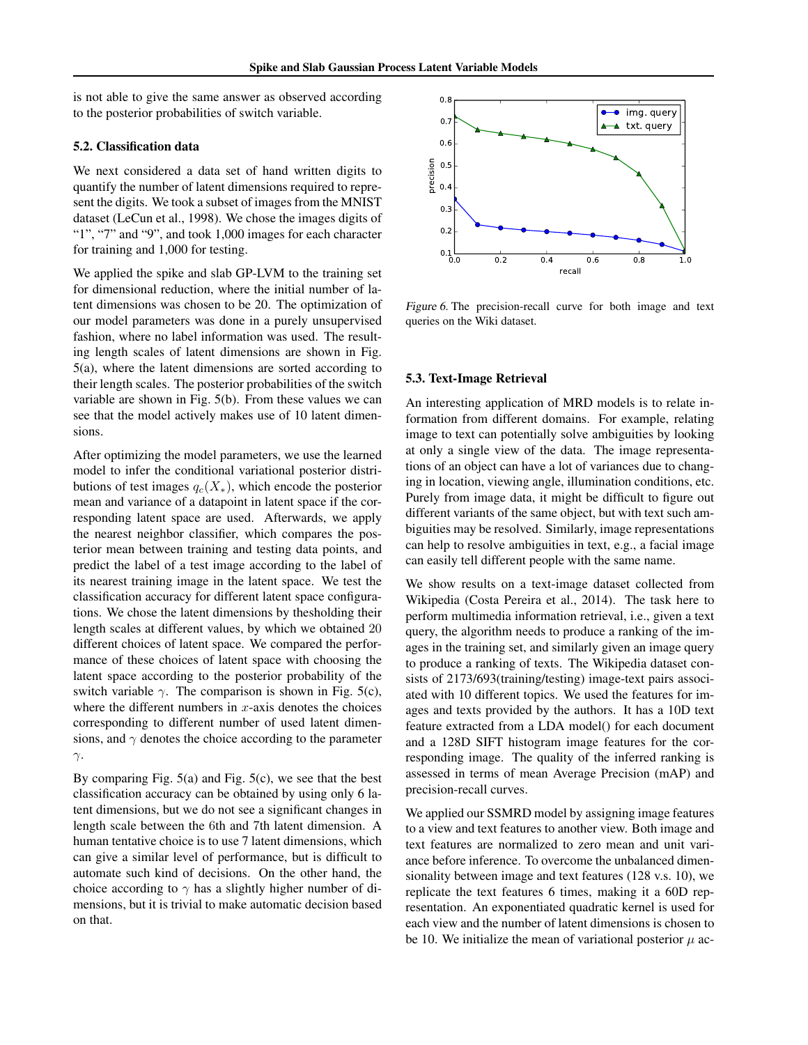is not able to give the same answer as observed according to the posterior probabilities of switch variable.

### 5.2. Classification data

We next considered a data set of hand written digits to quantify the number of latent dimensions required to represent the digits. We took a subset of images from the MNIST dataset (LeCun et al., 1998). We chose the images digits of "1", "7" and "9", and took 1,000 images for each character for training and 1,000 for testing.

We applied the spike and slab GP-LVM to the training set for dimensional reduction, where the initial number of latent dimensions was chosen to be 20. The optimization of our model parameters was done in a purely unsupervised fashion, where no label information was used. The resulting length scales of latent dimensions are shown in Fig. 5(a), where the latent dimensions are sorted according to their length scales. The posterior probabilities of the switch variable are shown in Fig. 5(b). From these values we can see that the model actively makes use of 10 latent dimensions.

After optimizing the model parameters, we use the learned model to infer the conditional variational posterior distributions of test images $q_c(X_*)$, which encode the posterior mean and variance of a datapoint in latent space if the corresponding latent space are used. Afterwards, we apply the nearest neighbor classifier, which compares the posterior mean between training and testing data points, and predict the label of a test image according to the label of its nearest training image in the latent space. We test the classification accuracy for different latent space configurations. We chose the latent dimensions by thesholding their length scales at different values, by which we obtained 20 different choices of latent space. We compared the performance of these choices of latent space with choosing the latent space according to the posterior probability of the switch variable $\gamma$. The comparison is shown in Fig. 5(c), where the different numbers in $x$-axis denotes the choices corresponding to different number of used latent dimensions, and $\gamma$ denotes the choice according to the parameter $\gamma$.

By comparing Fig. 5(a) and Fig. 5(c), we see that the best classification accuracy can be obtained by using only 6 latent dimensions, but we do not see a significant changes in length scale between the 6th and 7th latent dimension. A human tentative choice is to use 7 latent dimensions, which can give a similar level of performance, but is difficult to automate such kind of decisions. On the other hand, the choice according to $\gamma$ has a slightly higher number of dimensions, but it is trivial to make automatic decision based on that.

*Figure 6.* The precision-recall curve for both image and text queries on the Wiki dataset.

### 5.3. Text-Image Retrieval

An interesting application of MRD models is to relate information from different domains. For example, relating image to text can potentially solve ambiguities by looking at only a single view of the data. The image representations of an object can have a lot of variances due to changing in location, viewing angle, illumination conditions, etc. Purely from image data, it might be difficult to figure out different variants of the same object, but with text such ambiguities may be resolved. Similarly, image representations can help to resolve ambiguities in text, e.g., a facial image can easily tell different people with the same name.

We show results on a text-image dataset collected from Wikipedia (Costa Pereira et al., 2014). The task here to perform multimedia information retrieval, i.e., given a text query, the algorithm needs to produce a ranking of the images in the training set, and similarly given an image query to produce a ranking of texts. The Wikipedia dataset consists of 2173/693(training/testing) image-text pairs associated with 10 different topics. We used the features for images and texts provided by the authors. It has a 10D text feature extracted from a LDA model() for each document and a 128D SIFT histogram image features for the corresponding image. The quality of the inferred ranking is assessed in terms of mean Average Precision (mAP) and precision-recall curves.

We applied our SSMRD model by assigning image features to a view and text features to another view. Both image and text features are normalized to zero mean and unit variance before inference. To overcome the unbalanced dimensionality between image and text features (128 v.s. 10), we replicate the text features 6 times, making it a 60D representation. An exponentiated quadratic kernel is used for each view and the number of latent dimensions is chosen to be 10. We initialize the mean of variational posterior $\mu$ ac-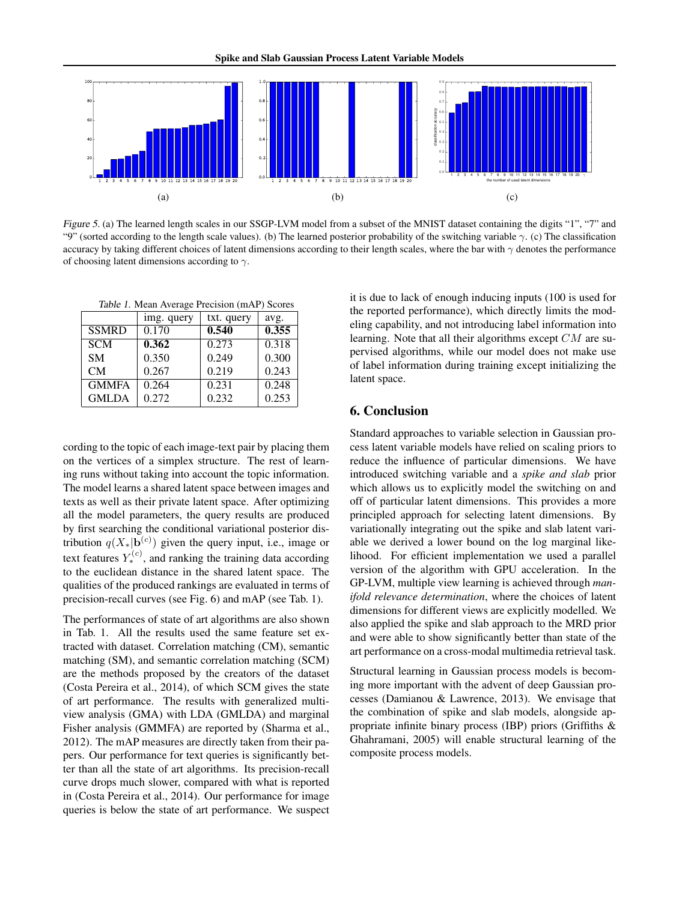Figure 5. (a) The learned length scales in our SSGP-LVM model from a subset of the MNIST dataset containing the digits "1", "7" and "9" (sorted according to the length scale values). (b) The learned posterior probability of the switching variable $\gamma$. (c) The classification accuracy by taking different choices of latent dimensions according to their length scales, where the bar with $\gamma$ denotes the performance of choosing latent dimensions according to $\gamma$.

Table 1. Mean Average Precision (mAP) Scores

| | img. query | txt. query | avg. |
|---|---|---|---|
| SSMRD | 0.170 | **0.540** | **0.355** |
| SCM | **0.362** | 0.273 | 0.318 |
| SM | 0.350 | 0.249 | 0.300 |
| CM | 0.267 | 0.219 | 0.243 |
| GMMFA | 0.264 | 0.231 | 0.248 |
| GMLDA | 0.272 | 0.232 | 0.253 |

cording to the topic of each image-text pair by placing them on the vertices of a simplex structure. The rest of learning runs without taking into account the topic information. The model learns a shared latent space between images and texts as well as their private latent space. After optimizing all the model parameters, the query results are produced by first searching the conditional variational posterior distribution $q(X_*|\mathbf{b}^{(c)})$ given the query input, i.e., image or text features $Y_*^{(c)}$, and ranking the training data according to the euclidean distance in the shared latent space. The qualities of the produced rankings are evaluated in terms of precision-recall curves (see Fig. 6) and mAP (see Tab. 1).

The performances of state of art algorithms are also shown in Tab. 1. All the results used the same feature set extracted with dataset. Correlation matching (CM), semantic matching (SM), and semantic correlation matching (SCM) are the methods proposed by the creators of the dataset (Costa Pereira et al., 2014), of which SCM gives the state of art performance. The results with generalized multi-view analysis (GMA) with LDA (GMLDA) and marginal Fisher analysis (GMMFA) are reported by (Sharma et al., 2012). The mAP measures are directly taken from their papers. Our performance for text queries is significantly better than all the state of art algorithms. Its precision-recall curve drops much slower, compared with what is reported in (Costa Pereira et al., 2014). Our performance for image queries is below the state of art performance. We suspect it is due to lack of enough inducing inputs (100 is used for the reported performance), which directly limits the modeling capability, and not introducing label information into learning. Note that all their algorithms except $CM$ are supervised algorithms, while our model does not make use of label information during training except initializing the latent space.

## 6. Conclusion

Standard approaches to variable selection in Gaussian process latent variable models have relied on scaling priors to reduce the influence of particular dimensions. We have introduced switching variable and a *spike and slab* prior which allows us to explicitly model the switching on and off of particular latent dimensions. This provides a more principled approach for selecting latent dimensions. By variationally integrating out the spike and slab latent variable we derived a lower bound on the log marginal likelihood. For efficient implementation we used a parallel version of the algorithm with GPU acceleration. In the GP-LVM, multiple view learning is achieved through *manifold relevance determination*, where the choices of latent dimensions for different views are explicitly modelled. We also applied the spike and slab approach to the MRD prior and were able to show significantly better than state of the art performance on a cross-modal multimedia retrieval task.

Structural learning in Gaussian process models is becoming more important with the advent of deep Gaussian processes (Damianou & Lawrence, 2013). We envisage that the combination of spike and slab models, alongside appropriate infinite binary process (IBP) priors (Griffiths & Ghahramani, 2005) will enable structural learning of the composite process models.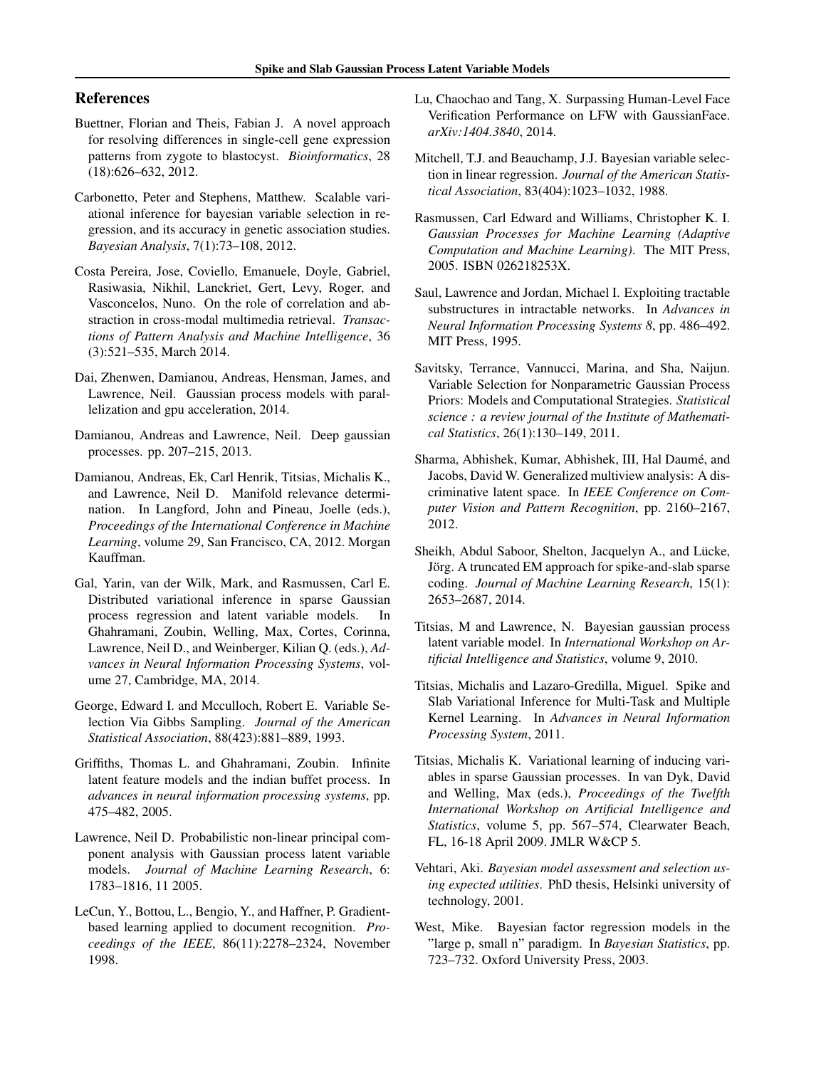## References

Buettner, Florian and Theis, Fabian J. A novel approach for resolving differences in single-cell gene expression patterns from zygote to blastocyst. *Bioinformatics*, 28 (18):626–632, 2012.

Carbonetto, Peter and Stephens, Matthew. Scalable variational inference for bayesian variable selection in regression, and its accuracy in genetic association studies. *Bayesian Analysis*, 7(1):73–108, 2012.

Costa Pereira, Jose, Coviello, Emanuele, Doyle, Gabriel, Rasiwasia, Nikhil, Lanckriet, Gert, Levy, Roger, and Vasconcelos, Nuno. On the role of correlation and abstraction in cross-modal multimedia retrieval. *Transactions of Pattern Analysis and Machine Intelligence*, 36 (3):521–535, March 2014.

Dai, Zhenwen, Damianou, Andreas, Hensman, James, and Lawrence, Neil. Gaussian process models with parallelization and gpu acceleration, 2014.

Damianou, Andreas and Lawrence, Neil. Deep gaussian processes. pp. 207–215, 2013.

Damianou, Andreas, Ek, Carl Henrik, Titsias, Michalis K., and Lawrence, Neil D. Manifold relevance determination. In Langford, John and Pineau, Joelle (eds.), *Proceedings of the International Conference in Machine Learning*, volume 29, San Francisco, CA, 2012. Morgan Kauffman.

Gal, Yarin, van der Wilk, Mark, and Rasmussen, Carl E. Distributed variational inference in sparse Gaussian process regression and latent variable models. In Ghahramani, Zoubin, Welling, Max, Cortes, Corinna, Lawrence, Neil D., and Weinberger, Kilian Q. (eds.), *Advances in Neural Information Processing Systems*, volume 27, Cambridge, MA, 2014.

George, Edward I. and Mcculloch, Robert E. Variable Selection Via Gibbs Sampling. *Journal of the American Statistical Association*, 88(423):881–889, 1993.

Griffiths, Thomas L. and Ghahramani, Zoubin. Infinite latent feature models and the indian buffet process. In *advances in neural information processing systems*, pp. 475–482, 2005.

Lawrence, Neil D. Probabilistic non-linear principal component analysis with Gaussian process latent variable models. *Journal of Machine Learning Research*, 6: 1783–1816, 11 2005.

LeCun, Y., Bottou, L., Bengio, Y., and Haffner, P. Gradient-based learning applied to document recognition. *Proceedings of the IEEE*, 86(11):2278–2324, November 1998.

Lu, Chaochao and Tang, X. Surpassing Human-Level Face Verification Performance on LFW with GaussianFace. *arXiv:1404.3840*, 2014.

Mitchell, T.J. and Beauchamp, J.J. Bayesian variable selection in linear regression. *Journal of the American Statistical Association*, 83(404):1023–1032, 1988.

Rasmussen, Carl Edward and Williams, Christopher K. I. *Gaussian Processes for Machine Learning (Adaptive Computation and Machine Learning)*. The MIT Press, 2005. ISBN 026218253X.

Saul, Lawrence and Jordan, Michael I. Exploiting tractable substructures in intractable networks. In *Advances in Neural Information Processing Systems 8*, pp. 486–492. MIT Press, 1995.

Savitsky, Terrance, Vannucci, Marina, and Sha, Naijun. Variable Selection for Nonparametric Gaussian Process Priors: Models and Computational Strategies. *Statistical science : a review journal of the Institute of Mathematical Statistics*, 26(1):130–149, 2011.

Sharma, Abhishek, Kumar, Abhishek, III, Hal Daumé, and Jacobs, David W. Generalized multiview analysis: A discriminative latent space. In *IEEE Conference on Computer Vision and Pattern Recognition*, pp. 2160–2167, 2012.

Sheikh, Abdul Saboor, Shelton, Jacquelyn A., and Lücke, Jörg. A truncated EM approach for spike-and-slab sparse coding. *Journal of Machine Learning Research*, 15(1): 2653–2687, 2014.

Titsias, M and Lawrence, N. Bayesian gaussian process latent variable model. In *International Workshop on Artificial Intelligence and Statistics*, volume 9, 2010.

Titsias, Michalis and Lazaro-Gredilla, Miguel. Spike and Slab Variational Inference for Multi-Task and Multiple Kernel Learning. In *Advances in Neural Information Processing System*, 2011.

Titsias, Michalis K. Variational learning of inducing variables in sparse Gaussian processes. In van Dyk, David and Welling, Max (eds.), *Proceedings of the Twelfth International Workshop on Artificial Intelligence and Statistics*, volume 5, pp. 567–574, Clearwater Beach, FL, 16-18 April 2009. JMLR W&CP 5.

Vehtari, Aki. *Bayesian model assessment and selection using expected utilities*. PhD thesis, Helsinki university of technology, 2001.

West, Mike. Bayesian factor regression models in the "large p, small n" paradigm. In *Bayesian Statistics*, pp. 723–732. Oxford University Press, 2003.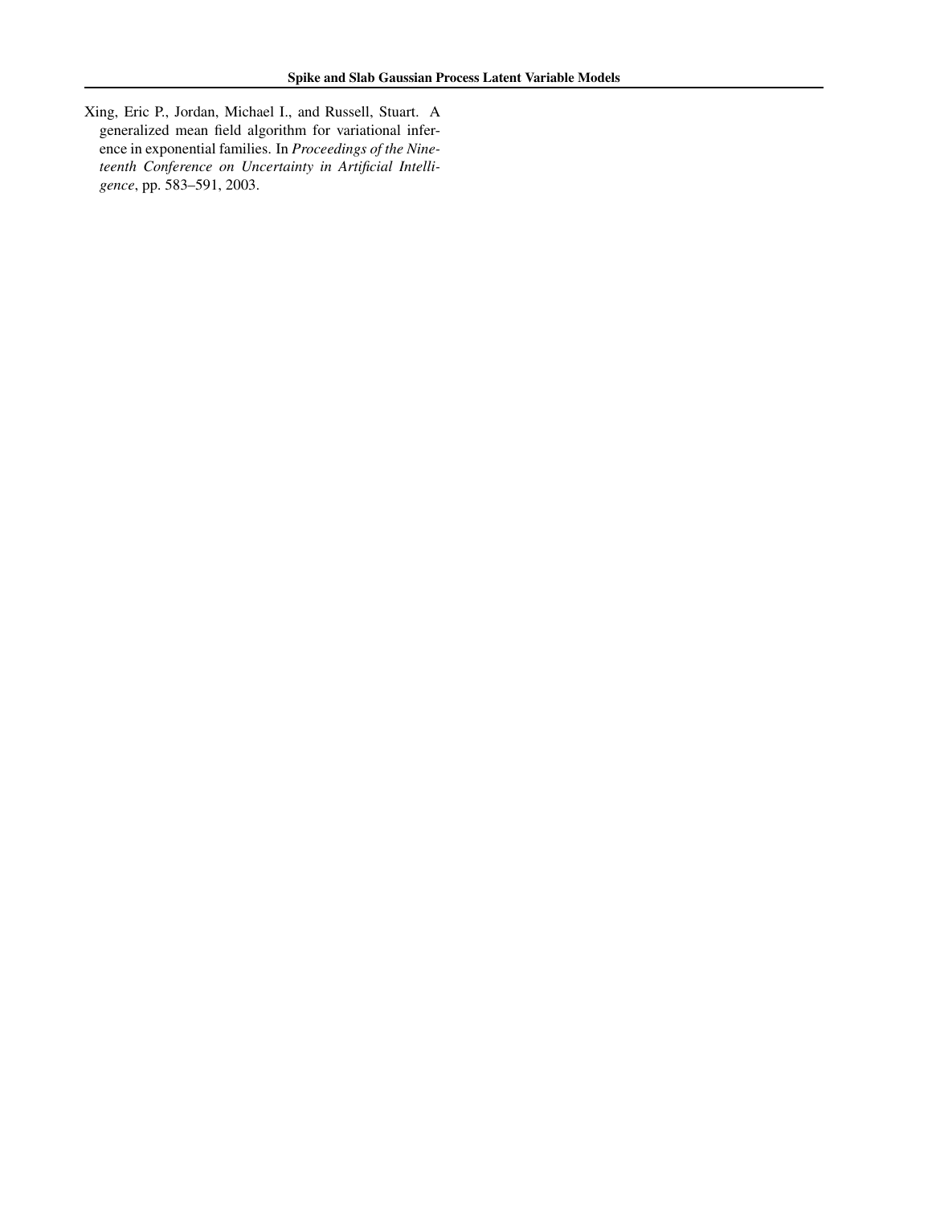Xing, Eric P., Jordan, Michael I., and Russell, Stuart. A generalized mean field algorithm for variational inference in exponential families. In *Proceedings of the Nineteenth Conference on Uncertainty in Artificial Intelligence*, pp. 583–591, 2003.